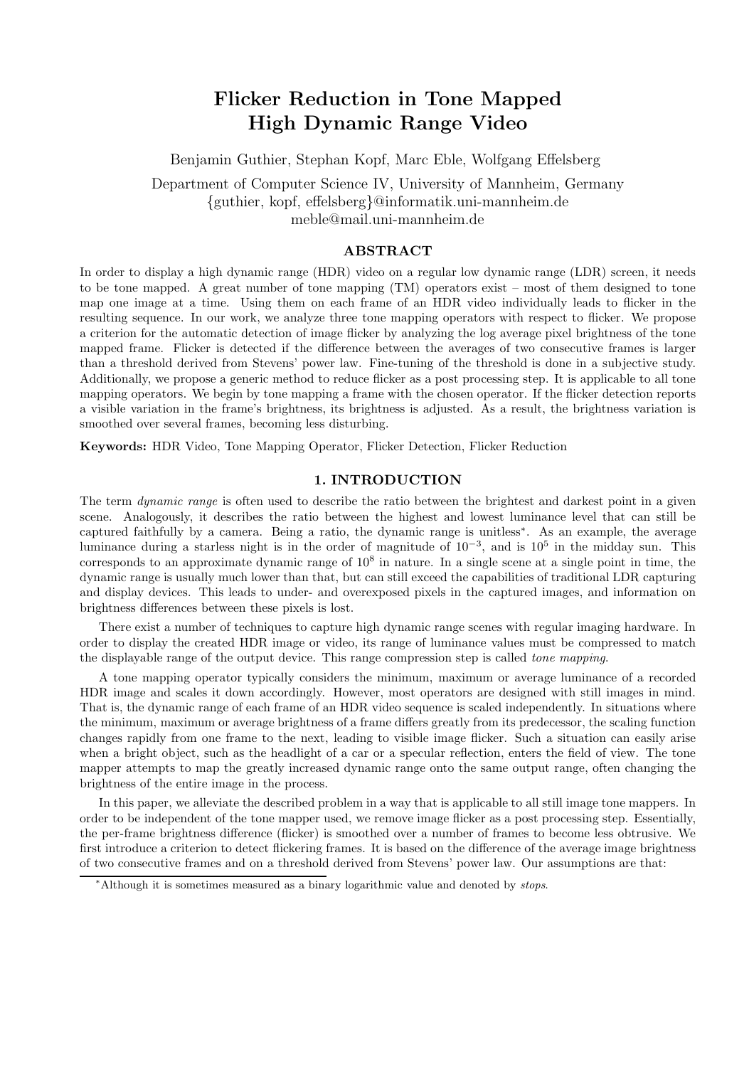# Flicker Reduction in Tone Mapped High Dynamic Range Video

Benjamin Guthier, Stephan Kopf, Marc Eble, Wolfgang Effelsberg

Department of Computer Science IV, University of Mannheim, Germany
{guthier, kopf, effelsberg}@informatik.uni-mannheim.de
meble@mail.uni-mannheim.de

## ABSTRACT

In order to display a high dynamic range (HDR) video on a regular low dynamic range (LDR) screen, it needs to be tone mapped. A great number of tone mapping (TM) operators exist – most of them designed to tone map one image at a time. Using them on each frame of an HDR video individually leads to flicker in the resulting sequence. In our work, we analyze three tone mapping operators with respect to flicker. We propose a criterion for the automatic detection of image flicker by analyzing the log average pixel brightness of the tone mapped frame. Flicker is detected if the difference between the averages of two consecutive frames is larger than a threshold derived from Stevens' power law. Fine-tuning of the threshold is done in a subjective study. Additionally, we propose a generic method to reduce flicker as a post processing step. It is applicable to all tone mapping operators. We begin by tone mapping a frame with the chosen operator. If the flicker detection reports a visible variation in the frame's brightness, its brightness is adjusted. As a result, the brightness variation is smoothed over several frames, becoming less disturbing.

**Keywords:** HDR Video, Tone Mapping Operator, Flicker Detection, Flicker Reduction

## 1. INTRODUCTION

The term *dynamic range* is often used to describe the ratio between the brightest and darkest point in a given scene. Analogously, it describes the ratio between the highest and lowest luminance level that can still be captured faithfully by a camera. Being a ratio, the dynamic range is unitless*. As an example, the average luminance during a starless night is in the order of magnitude of $10^{-3}$, and is $10^{5}$ in the midday sun. This corresponds to an approximate dynamic range of $10^{8}$ in nature. In a single scene at a single point in time, the dynamic range is usually much lower than that, but can still exceed the capabilities of traditional LDR capturing and display devices. This leads to under- and overexposed pixels in the captured images, and information on brightness differences between these pixels is lost.

There exist a number of techniques to capture high dynamic range scenes with regular imaging hardware. In order to display the created HDR image or video, its range of luminance values must be compressed to match the displayable range of the output device. This range compression step is called *tone mapping*.

A tone mapping operator typically considers the minimum, maximum or average luminance of a recorded HDR image and scales it down accordingly. However, most operators are designed with still images in mind. That is, the dynamic range of each frame of an HDR video sequence is scaled independently. In situations where the minimum, maximum or average brightness of a frame differs greatly from its predecessor, the scaling function changes rapidly from one frame to the next, leading to visible image flicker. Such a situation can easily arise when a bright object, such as the headlight of a car or a specular reflection, enters the field of view. The tone mapper attempts to map the greatly increased dynamic range onto the same output range, often changing the brightness of the entire image in the process.

In this paper, we alleviate the described problem in a way that is applicable to all still image tone mappers. In order to be independent of the tone mapper used, we remove image flicker as a post processing step. Essentially, the per-frame brightness difference (flicker) is smoothed over a number of frames to become less obtrusive. We first introduce a criterion to detect flickering frames. It is based on the difference of the average image brightness of two consecutive frames and on a threshold derived from Stevens' power law. Our assumptions are that:

*Although it is sometimes measured as a binary logarithmic value and denoted by *stops*.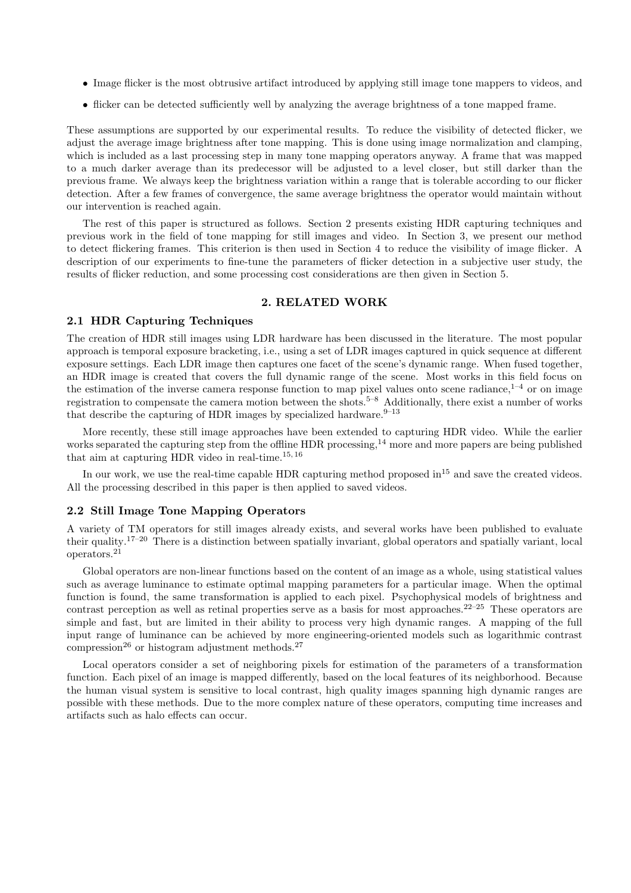- Image flicker is the most obtrusive artifact introduced by applying still image tone mappers to videos, and
- flicker can be detected sufficiently well by analyzing the average brightness of a tone mapped frame.

These assumptions are supported by our experimental results. To reduce the visibility of detected flicker, we adjust the average image brightness after tone mapping. This is done using image normalization and clamping, which is included as a last processing step in many tone mapping operators anyway. A frame that was mapped to a much darker average than its predecessor will be adjusted to a level closer, but still darker than the previous frame. We always keep the brightness variation within a range that is tolerable according to our flicker detection. After a few frames of convergence, the same average brightness the operator would maintain without our intervention is reached again.

The rest of this paper is structured as follows. Section 2 presents existing HDR capturing techniques and previous work in the field of tone mapping for still images and video. In Section 3, we present our method to detect flickering frames. This criterion is then used in Section 4 to reduce the visibility of image flicker. A description of our experiments to fine-tune the parameters of flicker detection in a subjective user study, the results of flicker reduction, and some processing cost considerations are then given in Section 5.

## 2. RELATED WORK

### 2.1 HDR Capturing Techniques

The creation of HDR still images using LDR hardware has been discussed in the literature. The most popular approach is temporal exposure bracketing, i.e., using a set of LDR images captured in quick sequence at different exposure settings. Each LDR image then captures one facet of the scene's dynamic range. When fused together, an HDR image is created that covers the full dynamic range of the scene. Most works in this field focus on the estimation of the inverse camera response function to map pixel values onto scene radiance,[1–4] or on image registration to compensate the camera motion between the shots.[5–8] Additionally, there exist a number of works that describe the capturing of HDR images by specialized hardware.[9–13]

More recently, these still image approaches have been extended to capturing HDR video. While the earlier works separated the capturing step from the offline HDR processing,[14] more and more papers are being published that aim at capturing HDR video in real-time.[15,16]

In our work, we use the real-time capable HDR capturing method proposed in[15] and save the created videos. All the processing described in this paper is then applied to saved videos.

### 2.2 Still Image Tone Mapping Operators

A variety of TM operators for still images already exists, and several works have been published to evaluate their quality.[17–20] There is a distinction between spatially invariant, global operators and spatially variant, local operators.[21]

Global operators are non-linear functions based on the content of an image as a whole, using statistical values such as average luminance to estimate optimal mapping parameters for a particular image. When the optimal function is found, the same transformation is applied to each pixel. Psychophysical models of brightness and contrast perception as well as retinal properties serve as a basis for most approaches.[22–25] These operators are simple and fast, but are limited in their ability to process very high dynamic ranges. A mapping of the full input range of luminance can be achieved by more engineering-oriented models such as logarithmic contrast compression[26] or histogram adjustment methods.[27]

Local operators consider a set of neighboring pixels for estimation of the parameters of a transformation function. Each pixel of an image is mapped differently, based on the local features of its neighborhood. Because the human visual system is sensitive to local contrast, high quality images spanning high dynamic ranges are possible with these methods. Due to the more complex nature of these operators, computing time increases and artifacts such as halo effects can occur.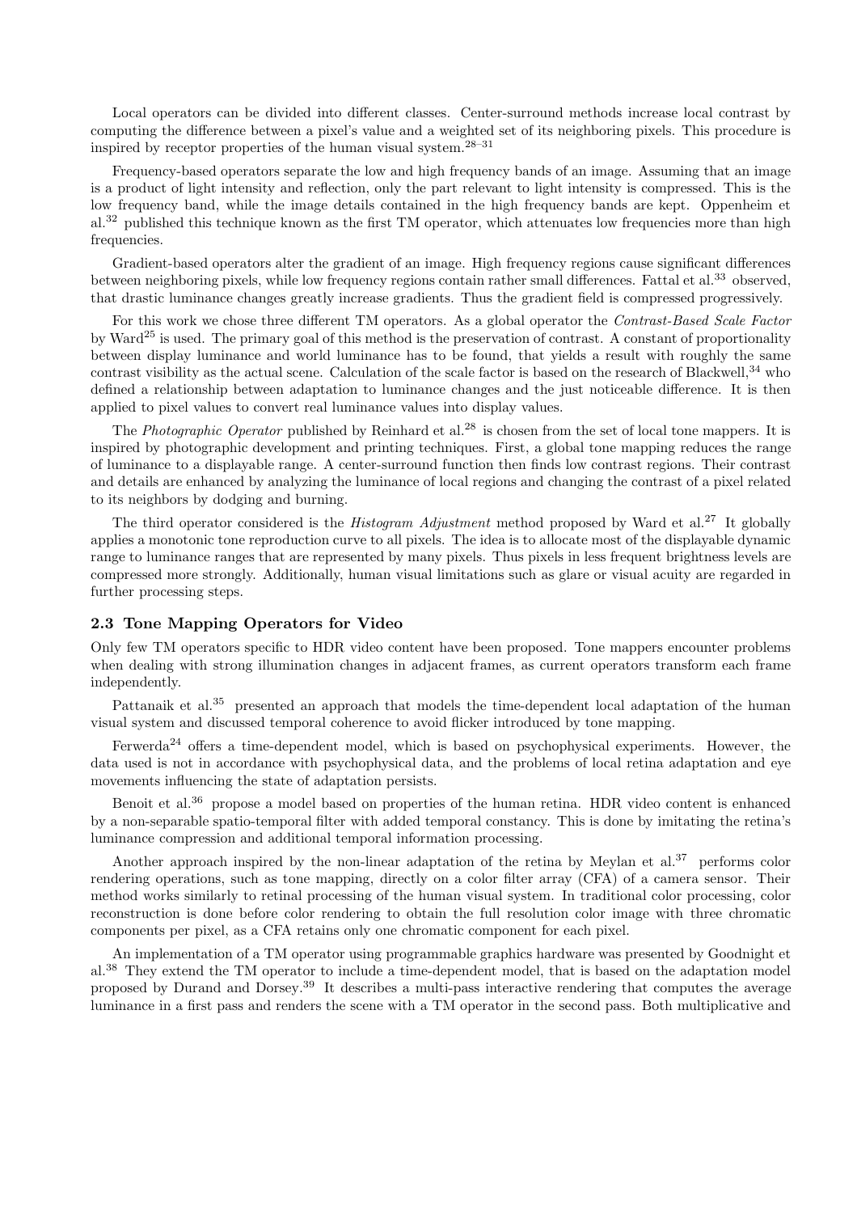Local operators can be divided into different classes. Center-surround methods increase local contrast by computing the difference between a pixel's value and a weighted set of its neighboring pixels. This procedure is inspired by receptor properties of the human visual system.[28–31]

Frequency-based operators separate the low and high frequency bands of an image. Assuming that an image is a product of light intensity and reflection, only the part relevant to light intensity is compressed. This is the low frequency band, while the image details contained in the high frequency bands are kept. Oppenheim et al.[32] published this technique known as the first TM operator, which attenuates low frequencies more than high frequencies.

Gradient-based operators alter the gradient of an image. High frequency regions cause significant differences between neighboring pixels, while low frequency regions contain rather small differences. Fattal et al.[33] observed, that drastic luminance changes greatly increase gradients. Thus the gradient field is compressed progressively.

For this work we chose three different TM operators. As a global operator the *Contrast-Based Scale Factor* by Ward[25] is used. The primary goal of this method is the preservation of contrast. A constant of proportionality between display luminance and world luminance has to be found, that yields a result with roughly the same contrast visibility as the actual scene. Calculation of the scale factor is based on the research of Blackwell,[34] who defined a relationship between adaptation to luminance changes and the just noticeable difference. It is then applied to pixel values to convert real luminance values into display values.

The *Photographic Operator* published by Reinhard et al.[28] is chosen from the set of local tone mappers. It is inspired by photographic development and printing techniques. First, a global tone mapping reduces the range of luminance to a displayable range. A center-surround function then finds low contrast regions. Their contrast and details are enhanced by analyzing the luminance of local regions and changing the contrast of a pixel related to its neighbors by dodging and burning.

The third operator considered is the *Histogram Adjustment* method proposed by Ward et al.[27] It globally applies a monotonic tone reproduction curve to all pixels. The idea is to allocate most of the displayable dynamic range to luminance ranges that are represented by many pixels. Thus pixels in less frequent brightness levels are compressed more strongly. Additionally, human visual limitations such as glare or visual acuity are regarded in further processing steps.

### 2.3 Tone Mapping Operators for Video

Only few TM operators specific to HDR video content have been proposed. Tone mappers encounter problems when dealing with strong illumination changes in adjacent frames, as current operators transform each frame independently.

Pattanaik et al.[35] presented an approach that models the time-dependent local adaptation of the human visual system and discussed temporal coherence to avoid flicker introduced by tone mapping.

Ferwerda[24] offers a time-dependent model, which is based on psychophysical experiments. However, the data used is not in accordance with psychophysical data, and the problems of local retina adaptation and eye movements influencing the state of adaptation persists.

Benoit et al.[36] propose a model based on properties of the human retina. HDR video content is enhanced by a non-separable spatio-temporal filter with added temporal constancy. This is done by imitating the retina's luminance compression and additional temporal information processing.

Another approach inspired by the non-linear adaptation of the retina by Meylan et al.[37] performs color rendering operations, such as tone mapping, directly on a color filter array (CFA) of a camera sensor. Their method works similarly to retinal processing of the human visual system. In traditional color processing, color reconstruction is done before color rendering to obtain the full resolution color image with three chromatic components per pixel, as a CFA retains only one chromatic component for each pixel.

An implementation of a TM operator using programmable graphics hardware was presented by Goodnight et al.[38] They extend the TM operator to include a time-dependent model, that is based on the adaptation model proposed by Durand and Dorsey.[39] It describes a multi-pass interactive rendering that computes the average luminance in a first pass and renders the scene with a TM operator in the second pass. Both multiplicative and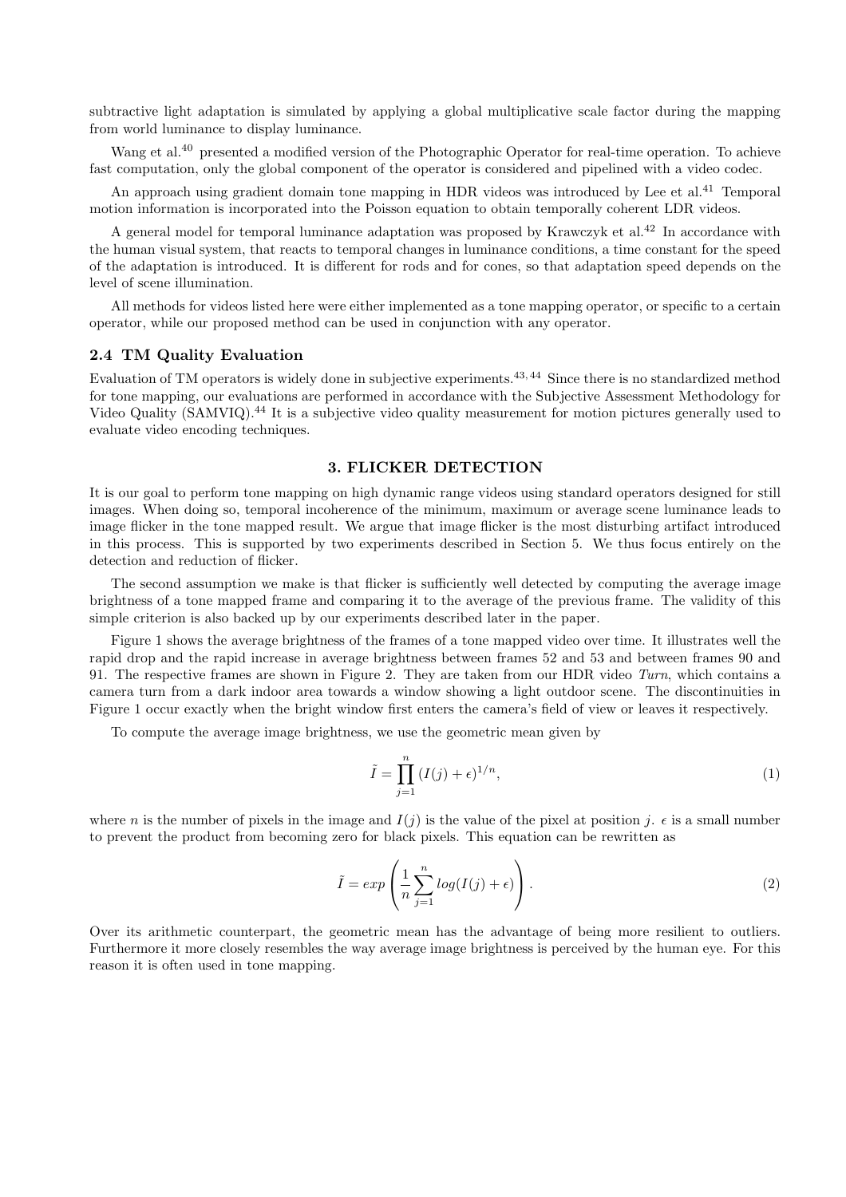subtractive light adaptation is simulated by applying a global multiplicative scale factor during the mapping from world luminance to display luminance.

Wang et al.[40] presented a modified version of the Photographic Operator for real-time operation. To achieve fast computation, only the global component of the operator is considered and pipelined with a video codec.

An approach using gradient domain tone mapping in HDR videos was introduced by Lee et al.[41] Temporal motion information is incorporated into the Poisson equation to obtain temporally coherent LDR videos.

A general model for temporal luminance adaptation was proposed by Krawczyk et al.[42] In accordance with the human visual system, that reacts to temporal changes in luminance conditions, a time constant for the speed of the adaptation is introduced. It is different for rods and for cones, so that adaptation speed depends on the level of scene illumination.

All methods for videos listed here were either implemented as a tone mapping operator, or specific to a certain operator, while our proposed method can be used in conjunction with any operator.

### 2.4 TM Quality Evaluation

Evaluation of TM operators is widely done in subjective experiments.[43,44] Since there is no standardized method for tone mapping, our evaluations are performed in accordance with the Subjective Assessment Methodology for Video Quality (SAMVIQ).[44] It is a subjective video quality measurement for motion pictures generally used to evaluate video encoding techniques.

## 3. FLICKER DETECTION

It is our goal to perform tone mapping on high dynamic range videos using standard operators designed for still images. When doing so, temporal incoherence of the minimum, maximum or average scene luminance leads to image flicker in the tone mapped result. We argue that image flicker is the most disturbing artifact introduced in this process. This is supported by two experiments described in Section 5. We thus focus entirely on the detection and reduction of flicker.

The second assumption we make is that flicker is sufficiently well detected by computing the average image brightness of a tone mapped frame and comparing it to the average of the previous frame. The validity of this simple criterion is also backed up by our experiments described later in the paper.

Figure 1 shows the average brightness of the frames of a tone mapped video over time. It illustrates well the rapid drop and the rapid increase in average brightness between frames 52 and 53 and between frames 90 and 91. The respective frames are shown in Figure 2. They are taken from our HDR video *Turn*, which contains a camera turn from a dark indoor area towards a window showing a light outdoor scene. The discontinuities in Figure 1 occur exactly when the bright window first enters the camera's field of view or leaves it respectively.

To compute the average image brightness, we use the geometric mean given by

$$\tilde{I} = \prod_{j=1}^{n} (I(j) + \epsilon)^{1/n}, \tag{1}$$

where $n$ is the number of pixels in the image and $I(j)$ is the value of the pixel at position $j$. $\epsilon$ is a small number to prevent the product from becoming zero for black pixels. This equation can be rewritten as

$$\tilde{I} = exp\left(\frac{1}{n}\sum_{j=1}^{n} log(I(j) + \epsilon)\right). \tag{2}$$

Over its arithmetic counterpart, the geometric mean has the advantage of being more resilient to outliers. Furthermore it more closely resembles the way average image brightness is perceived by the human eye. For this reason it is often used in tone mapping.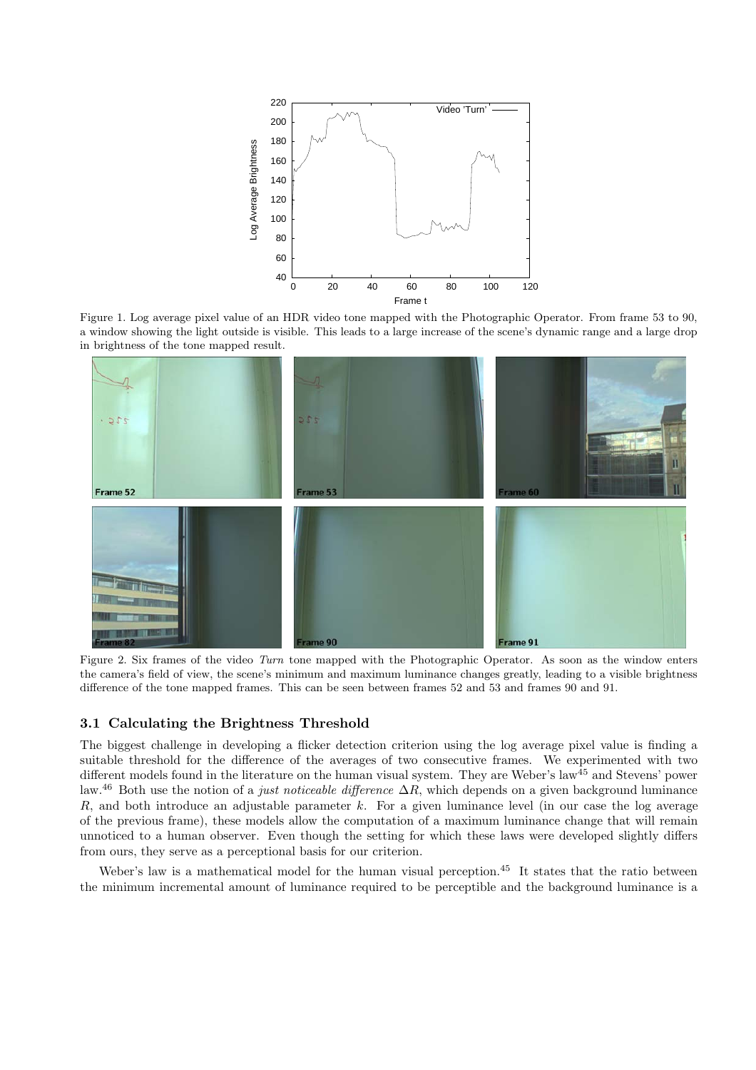Figure 1. Log average pixel value of an HDR video tone mapped with the Photographic Operator. From frame 53 to 90, a window showing the light outside is visible. This leads to a large increase of the scene's dynamic range and a large drop in brightness of the tone mapped result.

Figure 2. Six frames of the video *Turn* tone mapped with the Photographic Operator. As soon as the window enters the camera's field of view, the scene's minimum and maximum luminance changes greatly, leading to a visible brightness difference of the tone mapped frames. This can be seen between frames 52 and 53 and frames 90 and 91.

### 3.1 Calculating the Brightness Threshold

The biggest challenge in developing a flicker detection criterion using the log average pixel value is finding a suitable threshold for the difference of the averages of two consecutive frames. We experimented with two different models found in the literature on the human visual system. They are Weber's law[45] and Stevens' power law.[46] Both use the notion of a *just noticeable difference* $\Delta R$, which depends on a given background luminance $R$, and both introduce an adjustable parameter $k$. For a given luminance level (in our case the log average of the previous frame), these models allow the computation of a maximum luminance change that will remain unnoticed to a human observer. Even though the setting for which these laws were developed slightly differs from ours, they serve as a perceptional basis for our criterion.

Weber's law is a mathematical model for the human visual perception.[45] It states that the ratio between the minimum incremental amount of luminance required to be perceptible and the background luminance is a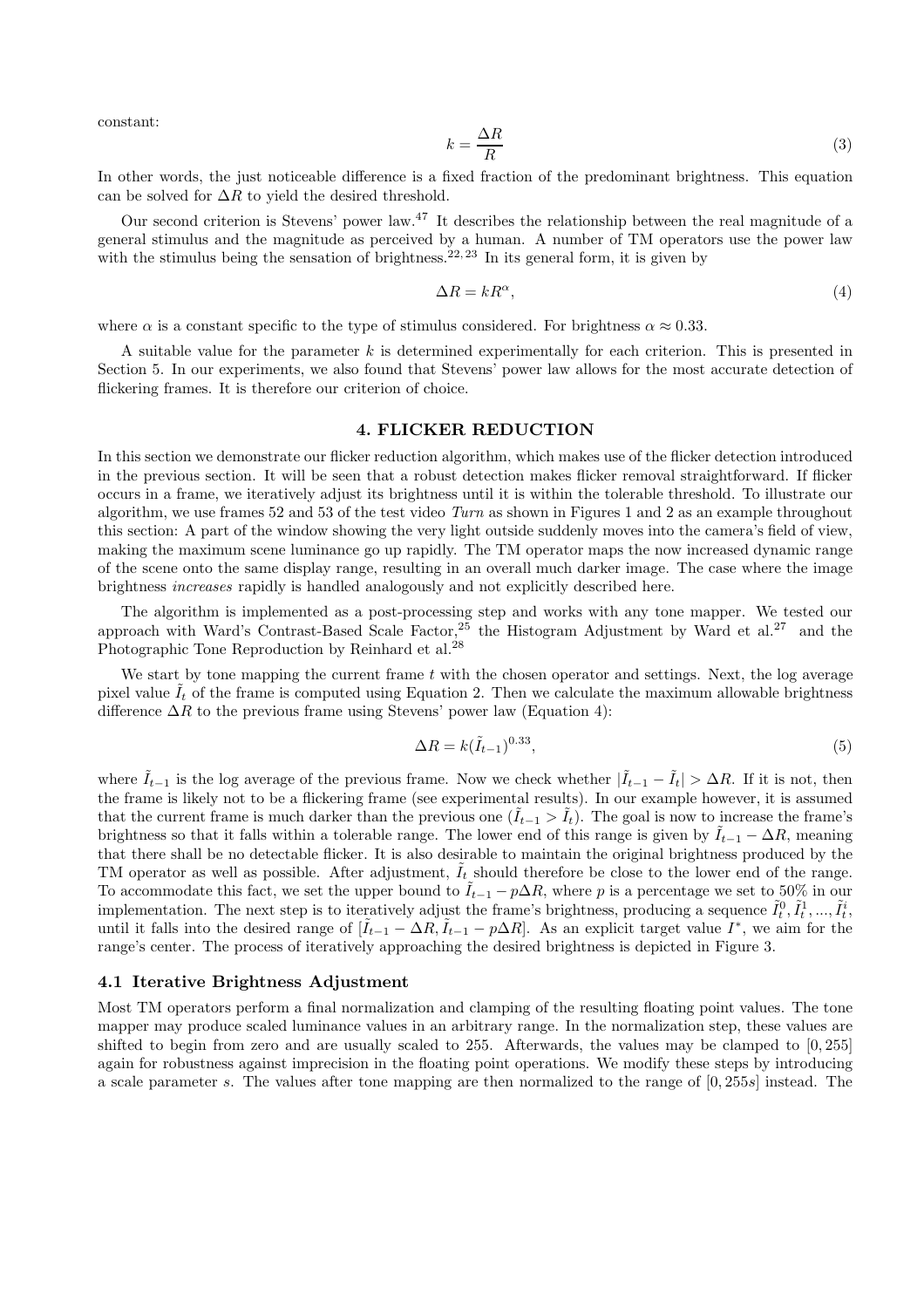constant:

$$k = \frac{\Delta R}{R} \tag{3}$$

In other words, the just noticeable difference is a fixed fraction of the predominant brightness. This equation can be solved for $\Delta R$ to yield the desired threshold.

Our second criterion is Stevens' power law.[47] It describes the relationship between the real magnitude of a general stimulus and the magnitude as perceived by a human. A number of TM operators use the power law with the stimulus being the sensation of brightness.[22,23] In its general form, it is given by

$$\Delta R = kR^{\alpha}, \tag{4}$$

where $\alpha$ is a constant specific to the type of stimulus considered. For brightness $\alpha \approx 0.33$.

A suitable value for the parameter $k$ is determined experimentally for each criterion. This is presented in Section 5. In our experiments, we also found that Stevens' power law allows for the most accurate detection of flickering frames. It is therefore our criterion of choice.

## 4. FLICKER REDUCTION

In this section we demonstrate our flicker reduction algorithm, which makes use of the flicker detection introduced in the previous section. It will be seen that a robust detection makes flicker removal straightforward. If flicker occurs in a frame, we iteratively adjust its brightness until it is within the tolerable threshold. To illustrate our algorithm, we use frames 52 and 53 of the test video *Turn* as shown in Figures 1 and 2 as an example throughout this section: A part of the window showing the very light outside suddenly moves into the camera's field of view, making the maximum scene luminance go up rapidly. The TM operator maps the now increased dynamic range of the scene onto the same display range, resulting in an overall much darker image. The case where the image brightness *increases* rapidly is handled analogously and not explicitly described here.

The algorithm is implemented as a post-processing step and works with any tone mapper. We tested our approach with Ward's Contrast-Based Scale Factor,[25] the Histogram Adjustment by Ward et al.[27] and the Photographic Tone Reproduction by Reinhard et al.[28]

We start by tone mapping the current frame $t$ with the chosen operator and settings. Next, the log average pixel value $\tilde{I}_t$ of the frame is computed using Equation 2. Then we calculate the maximum allowable brightness difference $\Delta R$ to the previous frame using Stevens' power law (Equation 4):

$$\Delta R = k(\tilde{I}_{t-1})^{0.33}, \tag{5}$$

where $\tilde{I}_{t-1}$ is the log average of the previous frame. Now we check whether $|\tilde{I}_{t-1} - \tilde{I}_t| > \Delta R$. If it is not, then the frame is likely not to be a flickering frame (see experimental results). In our example however, it is assumed that the current frame is much darker than the previous one ($\tilde{I}_{t-1} > \tilde{I}_t$). The goal is now to increase the frame's brightness so that it falls within a tolerable range. The lower end of this range is given by $\tilde{I}_{t-1} - \Delta R$, meaning that there shall be no detectable flicker. It is also desirable to maintain the original brightness produced by the TM operator as well as possible. After adjustment, $\tilde{I}_t$ should therefore be close to the lower end of the range. To accommodate this fact, we set the upper bound to $\tilde{I}_{t-1} - p\Delta R$, where $p$ is a percentage we set to 50% in our implementation. The next step is to iteratively adjust the frame's brightness, producing a sequence $\tilde{I}_t^0, \tilde{I}_t^1, ..., \tilde{I}_t^i$, until it falls into the desired range of $[\tilde{I}_{t-1} - \Delta R, \tilde{I}_{t-1} - p\Delta R]$. As an explicit target value $I^*$, we aim for the range's center. The process of iteratively approaching the desired brightness is depicted in Figure 3.

### 4.1 Iterative Brightness Adjustment

Most TM operators perform a final normalization and clamping of the resulting floating point values. The tone mapper may produce scaled luminance values in an arbitrary range. In the normalization step, these values are shifted to begin from zero and are usually scaled to 255. Afterwards, the values may be clamped to $[0, 255]$ again for robustness against imprecision in the floating point operations. We modify these steps by introducing a scale parameter $s$. The values after tone mapping are then normalized to the range of $[0, 255s]$ instead. The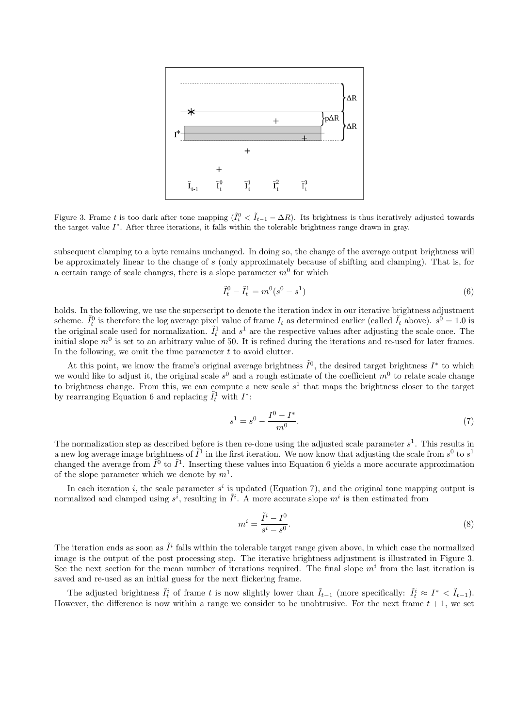Figure 3. Frame $t$ is too dark after tone mapping ($\tilde{I}_t^0 < \tilde{I}_{t-1} - \Delta R$). Its brightness is thus iteratively adjusted towards the target value $I^*$. After three iterations, it falls within the tolerable brightness range drawn in gray.

subsequent clamping to a byte remains unchanged. In doing so, the change of the average output brightness will be approximately linear to the change of $s$ (only approximately because of shifting and clamping). That is, for a certain range of scale changes, there is a slope parameter $m^0$ for which

$$\tilde{I}_t^0 - \tilde{I}_t^1 = m^0(s^0 - s^1) \tag{6}$$

holds. In the following, we use the superscript to denote the iteration index in our iterative brightness adjustment scheme. $\tilde{I}_t^0$ is therefore the log average pixel value of frame $I_t$ as determined earlier (called $\tilde{I}_t$ above). $s^0 = 1.0$ is the original scale used for normalization. $\tilde{I}_t^1$ and $s^1$ are the respective values after adjusting the scale once. The initial slope $m^0$ is set to an arbitrary value of 50. It is refined during the iterations and re-used for later frames. In the following, we omit the time parameter $t$ to avoid clutter.

At this point, we know the frame's original average brightness $\tilde{I}^0$, the desired target brightness $I^*$ to which we would like to adjust it, the original scale $s^0$ and a rough estimate of the coefficient $m^0$ to relate scale change to brightness change. From this, we can compute a new scale $s^1$ that maps the brightness closer to the target by rearranging Equation 6 and replacing $\tilde{I}_t^1$ with $I^*$:

$$s^1 = s^0 - \frac{I^0 - I^*}{m^0}. \tag{7}$$

The normalization step as described before is then re-done using the adjusted scale parameter $s^1$. This results in a new log average image brightness of $\tilde{I}^1$ in the first iteration. We now know that adjusting the scale from $s^0$ to $s^1$ changed the average from $\tilde{I}^0$ to $\tilde{I}^1$. Inserting these values into Equation 6 yields a more accurate approximation of the slope parameter which we denote by $m^1$.

In each iteration $i$, the scale parameter $s^i$ is updated (Equation 7), and the original tone mapping output is normalized and clamped using $s^i$, resulting in $\tilde{I}^i$. A more accurate slope $m^i$ is then estimated from

$$m^i = \frac{\tilde{I}^i - I^0}{s^i - s^0}. \tag{8}$$

The iteration ends as soon as $\tilde{I}^i$ falls within the tolerable target range given above, in which case the normalized image is the output of the post processing step. The iterative brightness adjustment is illustrated in Figure 3. See the next section for the mean number of iterations required. The final slope $m^i$ from the last iteration is saved and re-used as an initial guess for the next flickering frame.

The adjusted brightness $\tilde{I}_t^i$ of frame $t$ is now slightly lower than $\tilde{I}_{t-1}$ (more specifically: $\tilde{I}_t^i \approx I^* < \tilde{I}_{t-1}$). However, the difference is now within a range we consider to be unobtrusive. For the next frame $t+1$, we set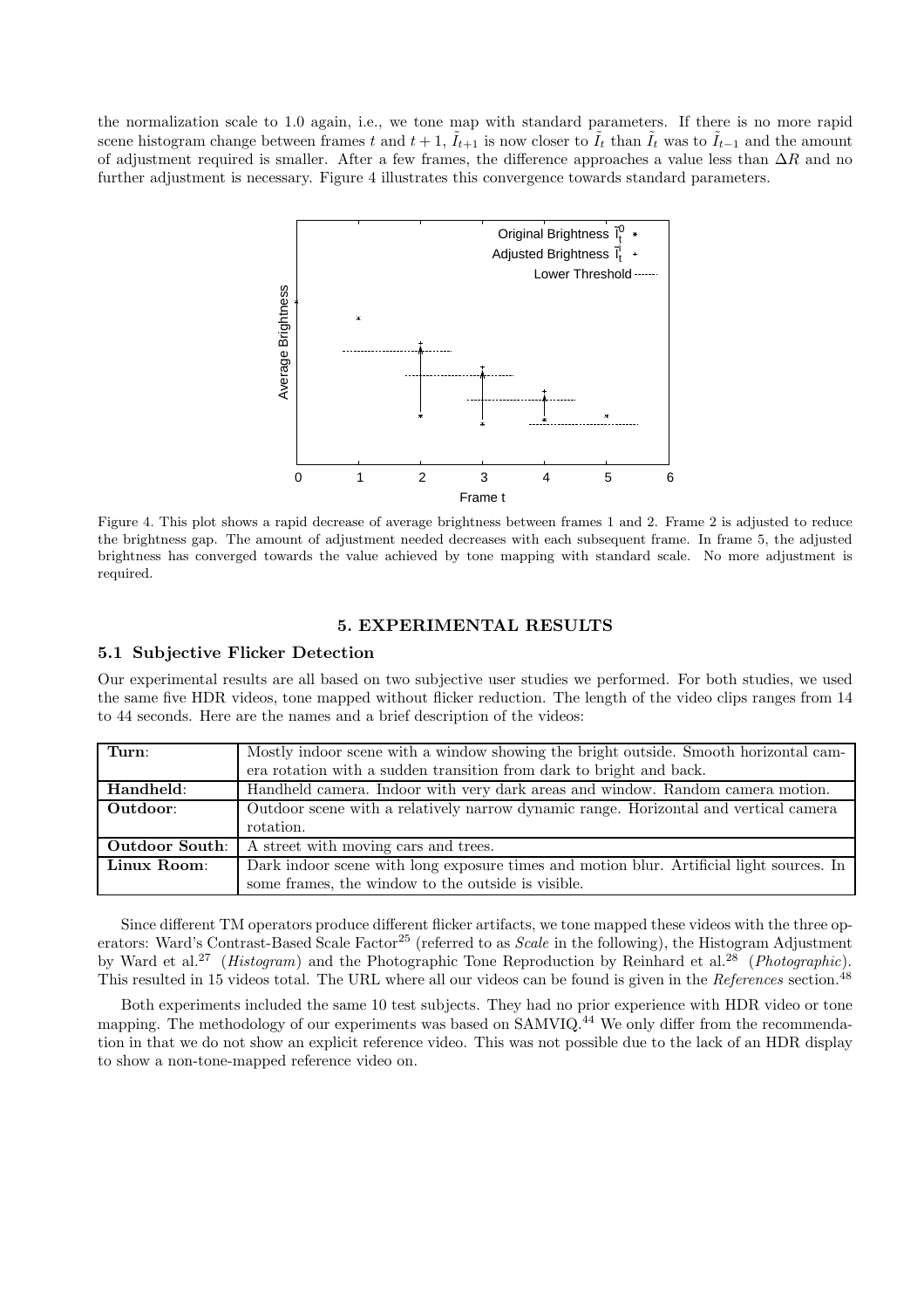the normalization scale to 1.0 again, i.e., we tone map with standard parameters. If there is no more rapid scene histogram change between frames $t$ and $t+1$, $\tilde{I}_{t+1}$ is now closer to $\tilde{I}_t$ than $\tilde{I}_t$ was to $\tilde{I}_{t-1}$ and the amount of adjustment required is smaller. After a few frames, the difference approaches a value less than $\Delta R$ and no further adjustment is necessary. Figure 4 illustrates this convergence towards standard parameters.

Figure 4. This plot shows a rapid decrease of average brightness between frames 1 and 2. Frame 2 is adjusted to reduce the brightness gap. The amount of adjustment needed decreases with each subsequent frame. In frame 5, the adjusted brightness has converged towards the value achieved by tone mapping with standard scale. No more adjustment is required.

## 5. EXPERIMENTAL RESULTS

### 5.1 Subjective Flicker Detection

Our experimental results are all based on two subjective user studies we performed. For both studies, we used the same five HDR videos, tone mapped without flicker reduction. The length of the video clips ranges from 14 to 44 seconds. Here are the names and a brief description of the videos:

| | |
|---|---|
| **Turn**: | Mostly indoor scene with a window showing the bright outside. Smooth horizontal camera rotation with a sudden transition from dark to bright and back. |
| **Handheld**: | Handheld camera. Indoor with very dark areas and window. Random camera motion. |
| **Outdoor**: | Outdoor scene with a relatively narrow dynamic range. Horizontal and vertical camera rotation. |
| **Outdoor South**: | A street with moving cars and trees. |
| **Linux Room**: | Dark indoor scene with long exposure times and motion blur. Artificial light sources. In some frames, the window to the outside is visible. |

Since different TM operators produce different flicker artifacts, we tone mapped these videos with the three operators: Ward's Contrast-Based Scale Factor[25] (referred to as *Scale* in the following), the Histogram Adjustment by Ward et al.[27] (*Histogram*) and the Photographic Tone Reproduction by Reinhard et al.[28] (*Photographic*). This resulted in 15 videos total. The URL where all our videos can be found is given in the *References* section.[48]

Both experiments included the same 10 test subjects. They had no prior experience with HDR video or tone mapping. The methodology of our experiments was based on SAMVIQ.[44] We only differ from the recommendation in that we do not show an explicit reference video. This was not possible due to the lack of an HDR display to show a non-tone-mapped reference video on.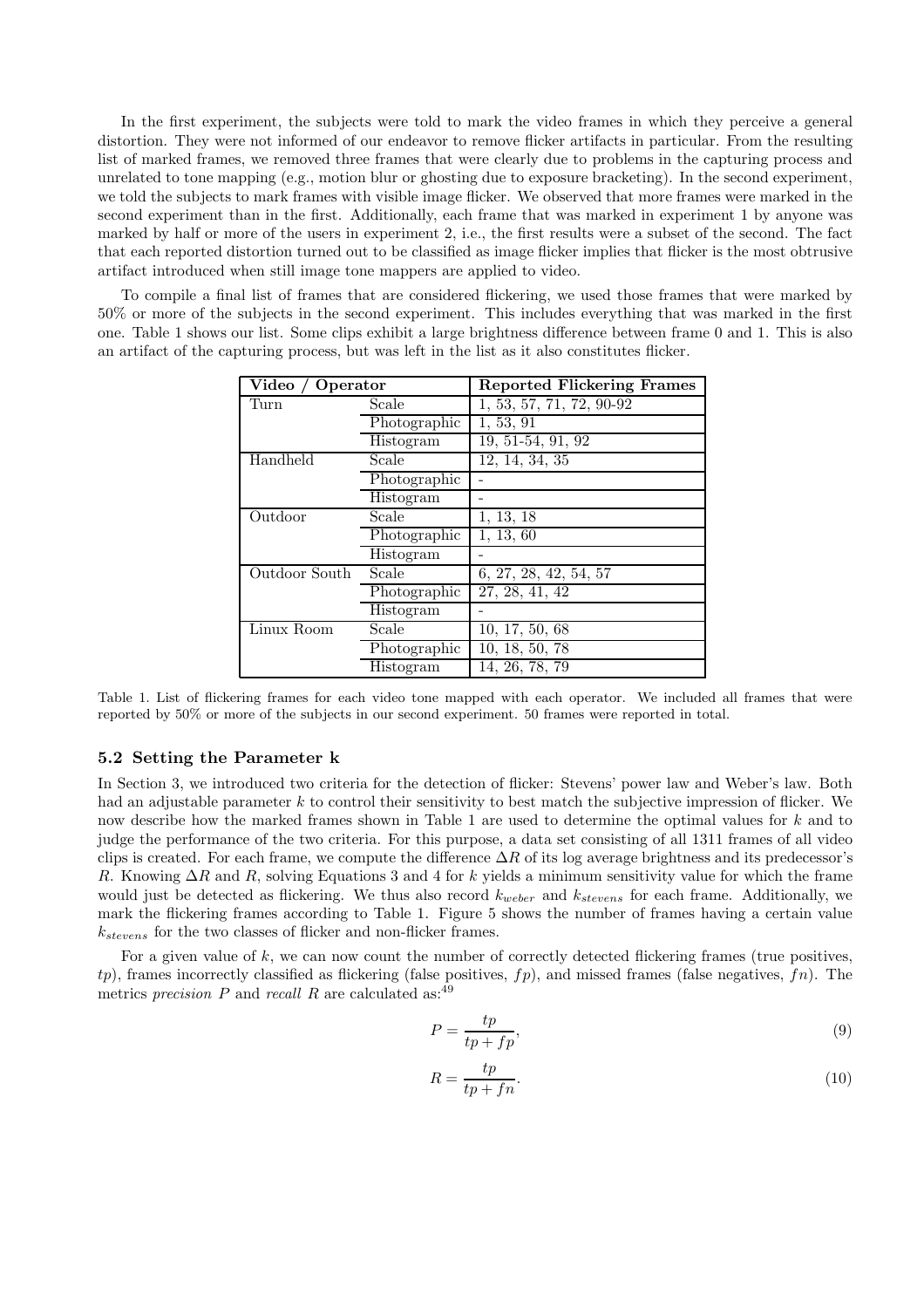In the first experiment, the subjects were told to mark the video frames in which they perceive a general distortion. They were not informed of our endeavor to remove flicker artifacts in particular. From the resulting list of marked frames, we removed three frames that were clearly due to problems in the capturing process and unrelated to tone mapping (e.g., motion blur or ghosting due to exposure bracketing). In the second experiment, we told the subjects to mark frames with visible image flicker. We observed that more frames were marked in the second experiment than in the first. Additionally, each frame that was marked in experiment 1 by anyone was marked by half or more of the users in experiment 2, i.e., the first results were a subset of the second. The fact that each reported distortion turned out to be classified as image flicker implies that flicker is the most obtrusive artifact introduced when still image tone mappers are applied to video.

To compile a final list of frames that are considered flickering, we used those frames that were marked by 50% or more of the subjects in the second experiment. This includes everything that was marked in the first one. Table 1 shows our list. Some clips exhibit a large brightness difference between frame 0 and 1. This is also an artifact of the capturing process, but was left in the list as it also constitutes flicker.

| Video / Operator | | Reported Flickering Frames |
|---|---|---|
| Turn | Scale | 1, 53, 57, 71, 72, 90-92 |
| | Photographic | 1, 53, 91 |
| | Histogram | 19, 51-54, 91, 92 |
| Handheld | Scale | 12, 14, 34, 35 |
| | Photographic | - |
| | Histogram | - |
| Outdoor | Scale | 1, 13, 18 |
| | Photographic | 1, 13, 60 |
| | Histogram | - |
| Outdoor South | Scale | 6, 27, 28, 42, 54, 57 |
| | Photographic | 27, 28, 41, 42 |
| | Histogram | - |
| Linux Room | Scale | 10, 17, 50, 68 |
| | Photographic | 10, 18, 50, 78 |
| | Histogram | 14, 26, 78, 79 |

Table 1. List of flickering frames for each video tone mapped with each operator. We included all frames that were reported by 50% or more of the subjects in our second experiment. 50 frames were reported in total.

### 5.2 Setting the Parameter k

In Section 3, we introduced two criteria for the detection of flicker: Stevens' power law and Weber's law. Both had an adjustable parameter $k$ to control their sensitivity to best match the subjective impression of flicker. We now describe how the marked frames shown in Table 1 are used to determine the optimal values for $k$ and to judge the performance of the two criteria. For this purpose, a data set consisting of all 1311 frames of all video clips is created. For each frame, we compute the difference $\Delta R$ of its log average brightness and its predecessor's $R$. Knowing $\Delta R$ and $R$, solving Equations 3 and 4 for $k$ yields a minimum sensitivity value for which the frame would just be detected as flickering. We thus also record $k_{weber}$ and $k_{stevens}$ for each frame. Additionally, we mark the flickering frames according to Table 1. Figure 5 shows the number of frames having a certain value $k_{stevens}$ for the two classes of flicker and non-flicker frames.

For a given value of $k$, we can now count the number of correctly detected flickering frames (true positives, $tp$), frames incorrectly classified as flickering (false positives, $fp$), and missed frames (false negatives, $fn$). The metrics *precision* $P$ and *recall* $R$ are calculated as:[49]

$$P = \frac{tp}{tp + fp}, \tag{9}$$

$$R = \frac{tp}{tp + fn}. \tag{10}$$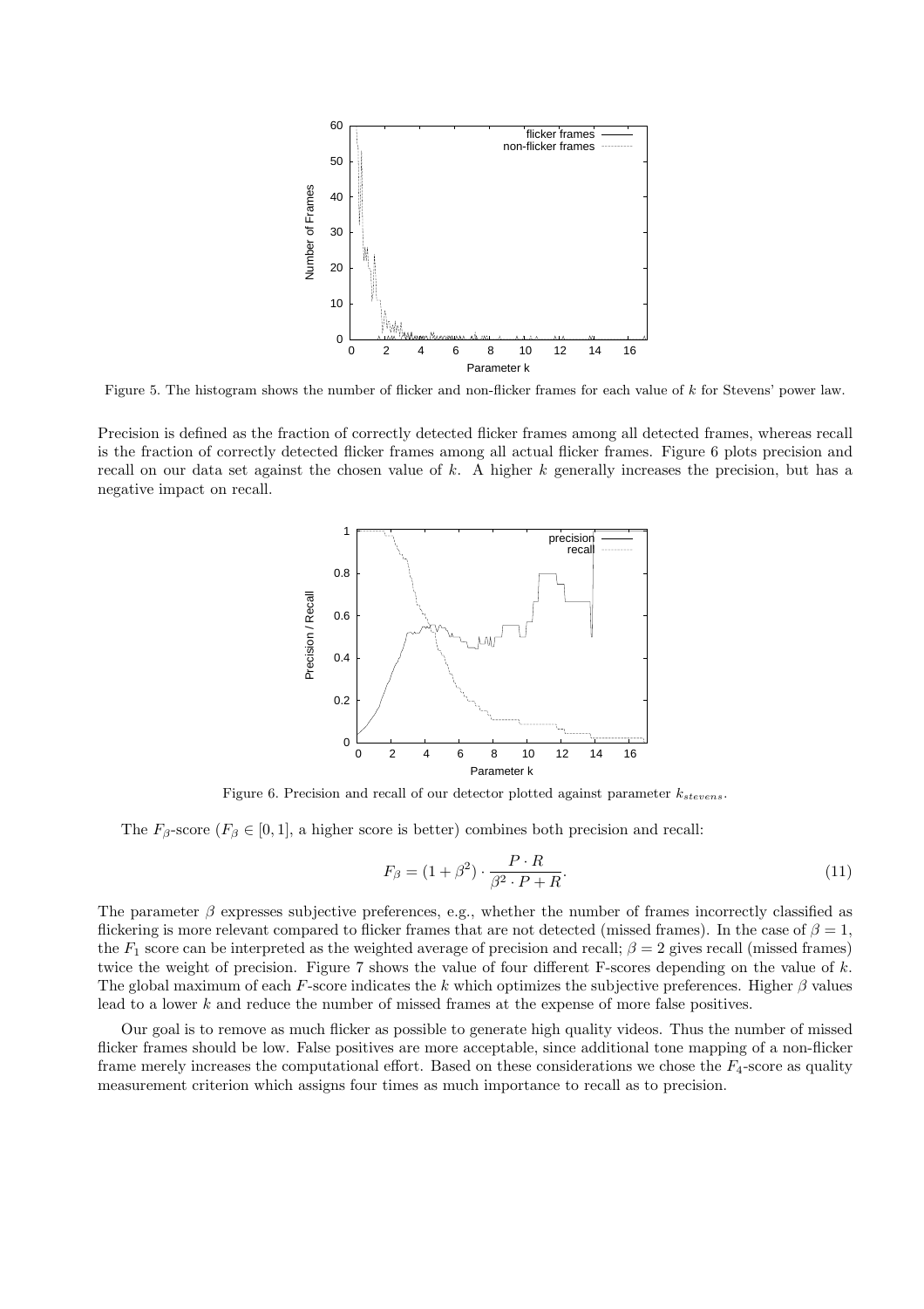Figure 5. The histogram shows the number of flicker and non-flicker frames for each value of $k$ for Stevens' power law.

Precision is defined as the fraction of correctly detected flicker frames among all detected frames, whereas recall is the fraction of correctly detected flicker frames among all actual flicker frames. Figure 6 plots precision and recall on our data set against the chosen value of $k$. A higher $k$ generally increases the precision, but has a negative impact on recall.

Figure 6. Precision and recall of our detector plotted against parameter $k_{stevens}$.

The $F_\beta$-score ($F_\beta \in [0, 1]$, a higher score is better) combines both precision and recall:

$$F_\beta = (1 + \beta^2) \cdot \frac{P \cdot R}{\beta^2 \cdot P + R}. \tag{11}$$

The parameter $\beta$ expresses subjective preferences, e.g., whether the number of frames incorrectly classified as flickering is more relevant compared to flicker frames that are not detected (missed frames). In the case of $\beta = 1$, the $F_1$ score can be interpreted as the weighted average of precision and recall; $\beta = 2$ gives recall (missed frames) twice the weight of precision. Figure 7 shows the value of four different F-scores depending on the value of $k$. The global maximum of each $F$-score indicates the $k$ which optimizes the subjective preferences. Higher $\beta$ values lead to a lower $k$ and reduce the number of missed frames at the expense of more false positives.

Our goal is to remove as much flicker as possible to generate high quality videos. Thus the number of missed flicker frames should be low. False positives are more acceptable, since additional tone mapping of a non-flicker frame merely increases the computational effort. Based on these considerations we chose the $F_4$-score as quality measurement criterion which assigns four times as much importance to recall as to precision.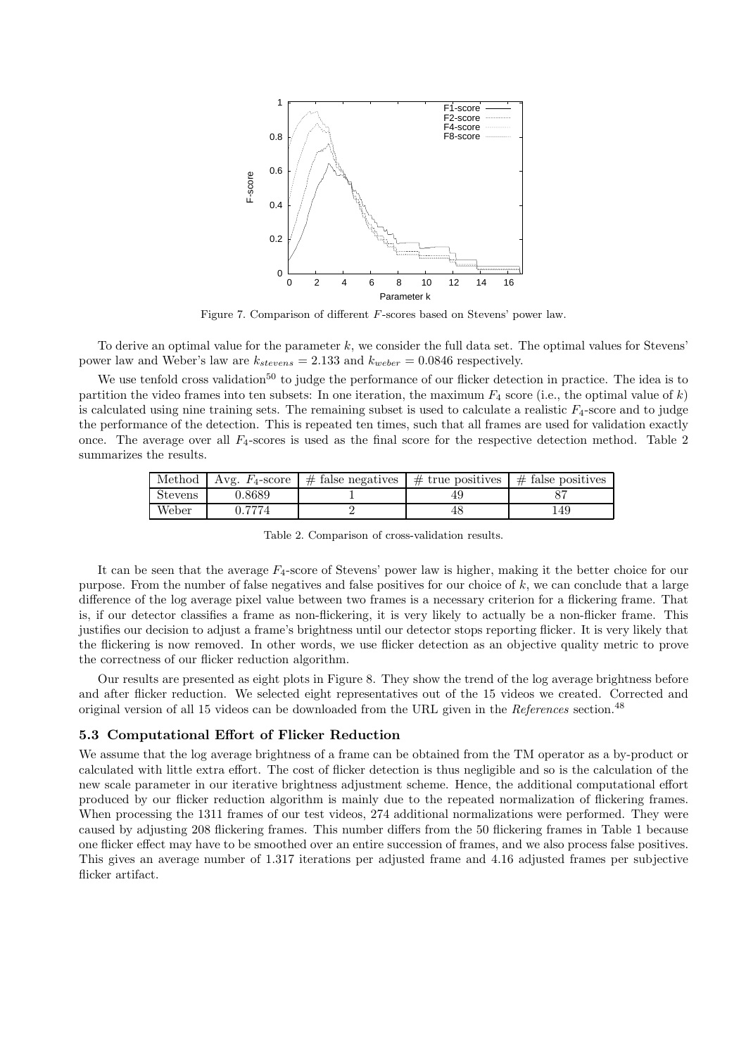Figure 7. Comparison of different $F$-scores based on Stevens' power law.

To derive an optimal value for the parameter $k$, we consider the full data set. The optimal values for Stevens' power law and Weber's law are $k_{stevens} = 2.133$ and $k_{weber} = 0.0846$ respectively.

We use tenfold cross validation[50] to judge the performance of our flicker detection in practice. The idea is to partition the video frames into ten subsets: In one iteration, the maximum $F_4$ score (i.e., the optimal value of $k$) is calculated using nine training sets. The remaining subset is used to calculate a realistic $F_4$-score and to judge the performance of the detection. This is repeated ten times, such that all frames are used for validation exactly once. The average over all $F_4$-scores is used as the final score for the respective detection method. Table 2 summarizes the results.

| Method | Avg. $F_4$-score | # false negatives | # true positives | # false positives |
|---|---|---|---|---|
| Stevens | 0.8689 | 1 | 49 | 87 |
| Weber | 0.7774 | 2 | 48 | 149 |

Table 2. Comparison of cross-validation results.

It can be seen that the average $F_4$-score of Stevens' power law is higher, making it the better choice for our purpose. From the number of false negatives and false positives for our choice of $k$, we can conclude that a large difference of the log average pixel value between two frames is a necessary criterion for a flickering frame. That is, if our detector classifies a frame as non-flickering, it is very likely to actually be a non-flicker frame. This justifies our decision to adjust a frame's brightness until our detector stops reporting flicker. It is very likely that the flickering is now removed. In other words, we use flicker detection as an objective quality metric to prove the correctness of our flicker reduction algorithm.

Our results are presented as eight plots in Figure 8. They show the trend of the log average brightness before and after flicker reduction. We selected eight representatives out of the 15 videos we created. Corrected and original version of all 15 videos can be downloaded from the URL given in the *References* section.[48]

### 5.3 Computational Effort of Flicker Reduction

We assume that the log average brightness of a frame can be obtained from the TM operator as a by-product or calculated with little extra effort. The cost of flicker detection is thus negligible and so is the calculation of the new scale parameter in our iterative brightness adjustment scheme. Hence, the additional computational effort produced by our flicker reduction algorithm is mainly due to the repeated normalization of flickering frames. When processing the 1311 frames of our test videos, 274 additional normalizations were performed. They were caused by adjusting 208 flickering frames. This number differs from the 50 flickering frames in Table 1 because one flicker effect may have to be smoothed over an entire succession of frames, and we also process false positives. This gives an average number of 1.317 iterations per adjusted frame and 4.16 adjusted frames per subjective flicker artifact.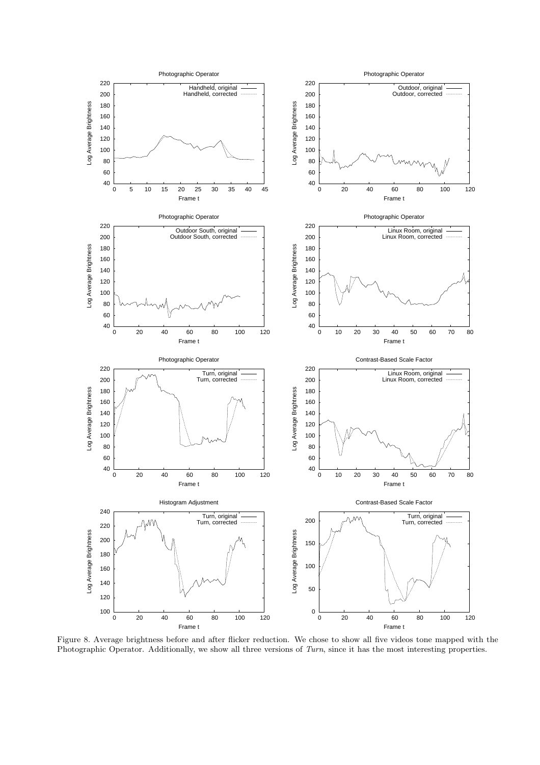Figure 8. Average brightness before and after flicker reduction. We chose to show all five videos tone mapped with the Photographic Operator. Additionally, we show all three versions of *Turn*, since it has the most interesting properties.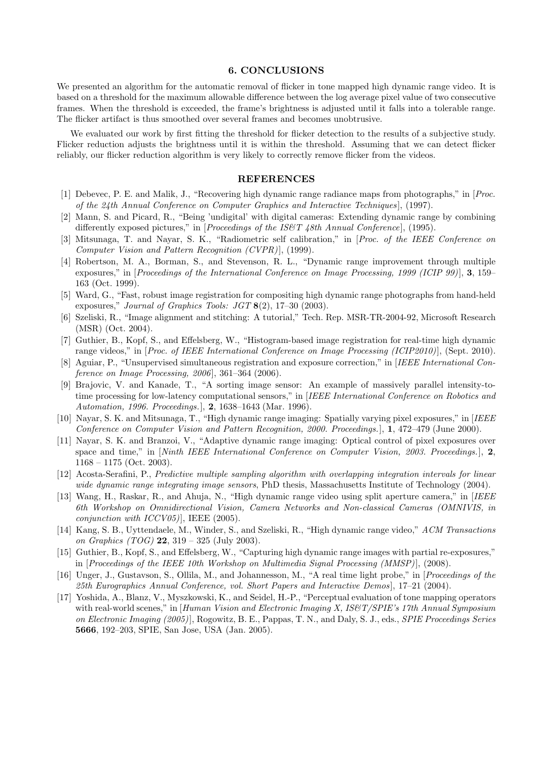## 6. CONCLUSIONS

We presented an algorithm for the automatic removal of flicker in tone mapped high dynamic range video. It is based on a threshold for the maximum allowable difference between the log average pixel value of two consecutive frames. When the threshold is exceeded, the frame's brightness is adjusted until it falls into a tolerable range. The flicker artifact is thus smoothed over several frames and becomes unobtrusive.

We evaluated our work by first fitting the threshold for flicker detection to the results of a subjective study. Flicker reduction adjusts the brightness until it is within the threshold. Assuming that we can detect flicker reliably, our flicker reduction algorithm is very likely to correctly remove flicker from the videos.

## REFERENCES

[1] Debevec, P. E. and Malik, J., "Recovering high dynamic range radiance maps from photographs," in [*Proc. of the 24th Annual Conference on Computer Graphics and Interactive Techniques*], (1997).

[2] Mann, S. and Picard, R., "Being 'undigital' with digital cameras: Extending dynamic range by combining differently exposed pictures," in [*Proceedings of the IS&T 48th Annual Conference*], (1995).

[3] Mitsunaga, T. and Nayar, S. K., "Radiometric self calibration," in [*Proc. of the IEEE Conference on Computer Vision and Pattern Recognition (CVPR)*], (1999).

[4] Robertson, M. A., Borman, S., and Stevenson, R. L., "Dynamic range improvement through multiple exposures," in [*Proceedings of the International Conference on Image Processing, 1999 (ICIP 99)*], **3**, 159–163 (Oct. 1999).

[5] Ward, G., "Fast, robust image registration for compositing high dynamic range photographs from hand-held exposures," *Journal of Graphics Tools: JGT* **8**(2), 17–30 (2003).

[6] Szeliski, R., "Image alignment and stitching: A tutorial," Tech. Rep. MSR-TR-2004-92, Microsoft Research (MSR) (Oct. 2004).

[7] Guthier, B., Kopf, S., and Effelsberg, W., "Histogram-based image registration for real-time high dynamic range videos," in [*Proc. of IEEE International Conference on Image Processing (ICIP2010)*], (Sept. 2010).

[8] Aguiar, P., "Unsupervised simultaneous registration and exposure correction," in [*IEEE International Conference on Image Processing, 2006*], 361–364 (2006).

[9] Brajovic, V. and Kanade, T., "A sorting image sensor: An example of massively parallel intensity-to-time processing for low-latency computational sensors," in [*IEEE International Conference on Robotics and Automation, 1996. Proceedings.*], **2**, 1638–1643 (Mar. 1996).

[10] Nayar, S. K. and Mitsunaga, T., "High dynamic range imaging: Spatially varying pixel exposures," in [*IEEE Conference on Computer Vision and Pattern Recognition, 2000. Proceedings.*], **1**, 472–479 (June 2000).

[11] Nayar, S. K. and Branzoi, V., "Adaptive dynamic range imaging: Optical control of pixel exposures over space and time," in [*Ninth IEEE International Conference on Computer Vision, 2003. Proceedings.*], **2**, 1168 – 1175 (Oct. 2003).

[12] Acosta-Serafini, P., *Predictive multiple sampling algorithm with overlapping integration intervals for linear wide dynamic range integrating image sensors*, PhD thesis, Massachusetts Institute of Technology (2004).

[13] Wang, H., Raskar, R., and Ahuja, N., "High dynamic range video using split aperture camera," in [*IEEE 6th Workshop on Omnidirectional Vision, Camera Networks and Non-classical Cameras (OMNIVIS, in conjunction with ICCV05)*], IEEE (2005).

[14] Kang, S. B., Uyttendaele, M., Winder, S., and Szeliski, R., "High dynamic range video," *ACM Transactions on Graphics (TOG)* **22**, 319 – 325 (July 2003).

[15] Guthier, B., Kopf, S., and Effelsberg, W., "Capturing high dynamic range images with partial re-exposures," in [*Proceedings of the IEEE 10th Workshop on Multimedia Signal Processing (MMSP)*], (2008).

[16] Unger, J., Gustavson, S., Ollila, M., and Johannesson, M., "A real time light probe," in [*Proceedings of the 25th Eurographics Annual Conference, vol. Short Papers and Interactive Demos*], 17–21 (2004).

[17] Yoshida, A., Blanz, V., Myszkowski, K., and Seidel, H.-P., "Perceptual evaluation of tone mapping operators with real-world scenes," in [*Human Vision and Electronic Imaging X, IS&T/SPIE's 17th Annual Symposium on Electronic Imaging (2005)*], Rogowitz, B. E., Pappas, T. N., and Daly, S. J., eds., *SPIE Proceedings Series* **5666**, 192–203, SPIE, San Jose, USA (Jan. 2005).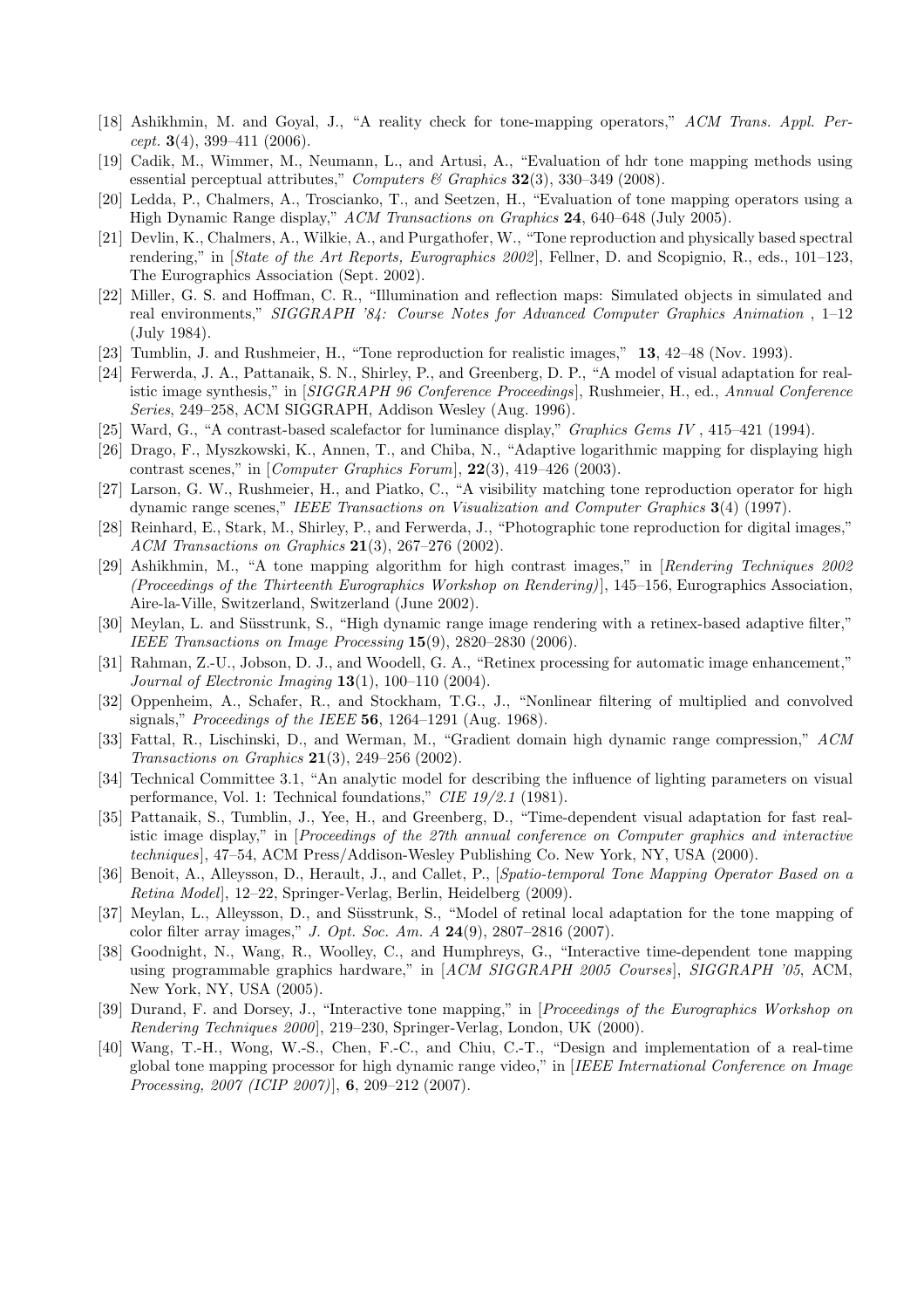[18] Ashikhmin, M. and Goyal, J., "A reality check for tone-mapping operators," *ACM Trans. Appl. Percept.* **3**(4), 399–411 (2006).

[19] Cadik, M., Wimmer, M., Neumann, L., and Artusi, A., "Evaluation of hdr tone mapping methods using essential perceptual attributes," *Computers & Graphics* **32**(3), 330–349 (2008).

[20] Ledda, P., Chalmers, A., Troscianko, T., and Seetzen, H., "Evaluation of tone mapping operators using a High Dynamic Range display," *ACM Transactions on Graphics* **24**, 640–648 (July 2005).

[21] Devlin, K., Chalmers, A., Wilkie, A., and Purgathofer, W., "Tone reproduction and physically based spectral rendering," in [*State of the Art Reports, Eurographics 2002*], Fellner, D. and Scopignio, R., eds., 101–123, The Eurographics Association (Sept. 2002).

[22] Miller, G. S. and Hoffman, C. R., "Illumination and reflection maps: Simulated objects in simulated and real environments," *SIGGRAPH '84: Course Notes for Advanced Computer Graphics Animation* , 1–12 (July 1984).

[23] Tumblin, J. and Rushmeier, H., "Tone reproduction for realistic images," **13**, 42–48 (Nov. 1993).

[24] Ferwerda, J. A., Pattanaik, S. N., Shirley, P., and Greenberg, D. P., "A model of visual adaptation for realistic image synthesis," in [*SIGGRAPH 96 Conference Proceedings*], Rushmeier, H., ed., *Annual Conference Series*, 249–258, ACM SIGGRAPH, Addison Wesley (Aug. 1996).

[25] Ward, G., "A contrast-based scalefactor for luminance display," *Graphics Gems IV* , 415–421 (1994).

[26] Drago, F., Myszkowski, K., Annen, T., and Chiba, N., "Adaptive logarithmic mapping for displaying high contrast scenes," in [*Computer Graphics Forum*], **22**(3), 419–426 (2003).

[27] Larson, G. W., Rushmeier, H., and Piatko, C., "A visibility matching tone reproduction operator for high dynamic range scenes," *IEEE Transactions on Visualization and Computer Graphics* **3**(4) (1997).

[28] Reinhard, E., Stark, M., Shirley, P., and Ferwerda, J., "Photographic tone reproduction for digital images," *ACM Transactions on Graphics* **21**(3), 267–276 (2002).

[29] Ashikhmin, M., "A tone mapping algorithm for high contrast images," in [*Rendering Techniques 2002 (Proceedings of the Thirteenth Eurographics Workshop on Rendering)*], 145–156, Eurographics Association, Aire-la-Ville, Switzerland, Switzerland (June 2002).

[30] Meylan, L. and Süsstrunk, S., "High dynamic range image rendering with a retinex-based adaptive filter," *IEEE Transactions on Image Processing* **15**(9), 2820–2830 (2006).

[31] Rahman, Z.-U., Jobson, D. J., and Woodell, G. A., "Retinex processing for automatic image enhancement," *Journal of Electronic Imaging* **13**(1), 100–110 (2004).

[32] Oppenheim, A., Schafer, R., and Stockham, T.G., J., "Nonlinear filtering of multiplied and convolved signals," *Proceedings of the IEEE* **56**, 1264–1291 (Aug. 1968).

[33] Fattal, R., Lischinski, D., and Werman, M., "Gradient domain high dynamic range compression," *ACM Transactions on Graphics* **21**(3), 249–256 (2002).

[34] Technical Committee 3.1, "An analytic model for describing the influence of lighting parameters on visual performance, Vol. 1: Technical foundations," *CIE 19/2.1* (1981).

[35] Pattanaik, S., Tumblin, J., Yee, H., and Greenberg, D., "Time-dependent visual adaptation for fast realistic image display," in [*Proceedings of the 27th annual conference on Computer graphics and interactive techniques*], 47–54, ACM Press/Addison-Wesley Publishing Co. New York, NY, USA (2000).

[36] Benoit, A., Alleysson, D., Herault, J., and Callet, P., [*Spatio-temporal Tone Mapping Operator Based on a Retina Model*], 12–22, Springer-Verlag, Berlin, Heidelberg (2009).

[37] Meylan, L., Alleysson, D., and Süsstrunk, S., "Model of retinal local adaptation for the tone mapping of color filter array images," *J. Opt. Soc. Am. A* **24**(9), 2807–2816 (2007).

[38] Goodnight, N., Wang, R., Woolley, C., and Humphreys, G., "Interactive time-dependent tone mapping using programmable graphics hardware," in [*ACM SIGGRAPH 2005 Courses*], *SIGGRAPH '05*, ACM, New York, NY, USA (2005).

[39] Durand, F. and Dorsey, J., "Interactive tone mapping," in [*Proceedings of the Eurographics Workshop on Rendering Techniques 2000*], 219–230, Springer-Verlag, London, UK (2000).

[40] Wang, T.-H., Wong, W.-S., Chen, F.-C., and Chiu, C.-T., "Design and implementation of a real-time global tone mapping processor for high dynamic range video," in [*IEEE International Conference on Image Processing, 2007 (ICIP 2007)*], **6**, 209–212 (2007).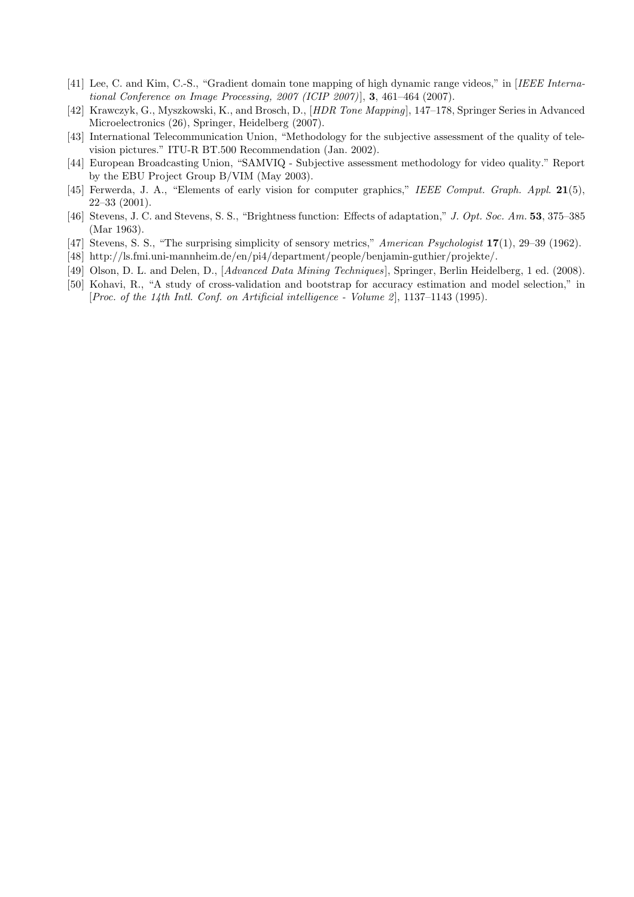[41] Lee, C. and Kim, C.-S., "Gradient domain tone mapping of high dynamic range videos," in [*IEEE International Conference on Image Processing, 2007 (ICIP 2007)*], **3**, 461–464 (2007).

[42] Krawczyk, G., Myszkowski, K., and Brosch, D., [*HDR Tone Mapping*], 147–178, Springer Series in Advanced Microelectronics (26), Springer, Heidelberg (2007).

[43] International Telecommunication Union, "Methodology for the subjective assessment of the quality of television pictures." ITU-R BT.500 Recommendation (Jan. 2002).

[44] European Broadcasting Union, "SAMVIQ - Subjective assessment methodology for video quality." Report by the EBU Project Group B/VIM (May 2003).

[45] Ferwerda, J. A., "Elements of early vision for computer graphics," *IEEE Comput. Graph. Appl.* **21**(5), 22–33 (2001).

[46] Stevens, J. C. and Stevens, S. S., "Brightness function: Effects of adaptation," *J. Opt. Soc. Am.* **53**, 375–385 (Mar 1963).

[47] Stevens, S. S., "The surprising simplicity of sensory metrics," *American Psychologist* **17**(1), 29–39 (1962).

[48] http://ls.fmi.uni-mannheim.de/en/pi4/department/people/benjamin-guthier/projekte/.

[49] Olson, D. L. and Delen, D., [*Advanced Data Mining Techniques*], Springer, Berlin Heidelberg, 1 ed. (2008).

[50] Kohavi, R., "A study of cross-validation and bootstrap for accuracy estimation and model selection," in [*Proc. of the 14th Intl. Conf. on Artificial intelligence - Volume 2*], 1137–1143 (1995).